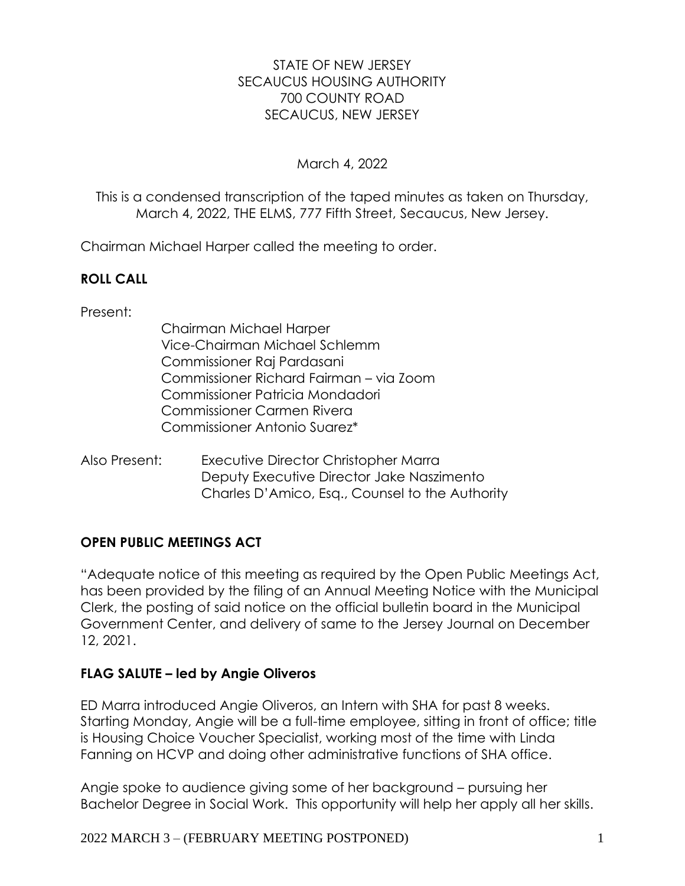STATE OF NEW JERSEY
SECAUCUS HOUSING AUTHORITY
700 COUNTY ROAD
SECAUCUS, NEW JERSEY

March 4, 2022

This is a condensed transcription of the taped minutes as taken on Thursday, March 4, 2022, THE ELMS, 777 Fifth Street, Secaucus, New Jersey.

Chairman Michael Harper called the meeting to order.

**ROLL CALL**

Present:

Chairman Michael Harper
Vice-Chairman Michael Schlemm
Commissioner Raj Pardasani
Commissioner Richard Fairman – via Zoom
Commissioner Patricia Mondadori
Commissioner Carmen Rivera
Commissioner Antonio Suarez*

Also Present: Executive Director Christopher Marra
Deputy Executive Director Jake Naszimento
Charles D'Amico, Esq., Counsel to the Authority

**OPEN PUBLIC MEETINGS ACT**

"Adequate notice of this meeting as required by the Open Public Meetings Act, has been provided by the filing of an Annual Meeting Notice with the Municipal Clerk, the posting of said notice on the official bulletin board in the Municipal Government Center, and delivery of same to the Jersey Journal on December 12, 2021.

**FLAG SALUTE – led by Angie Oliveros**

ED Marra introduced Angie Oliveros, an Intern with SHA for past 8 weeks. Starting Monday, Angie will be a full-time employee, sitting in front of office; title is Housing Choice Voucher Specialist, working most of the time with Linda Fanning on HCVP and doing other administrative functions of SHA office.

Angie spoke to audience giving some of her background – pursuing her Bachelor Degree in Social Work. This opportunity will help her apply all her skills.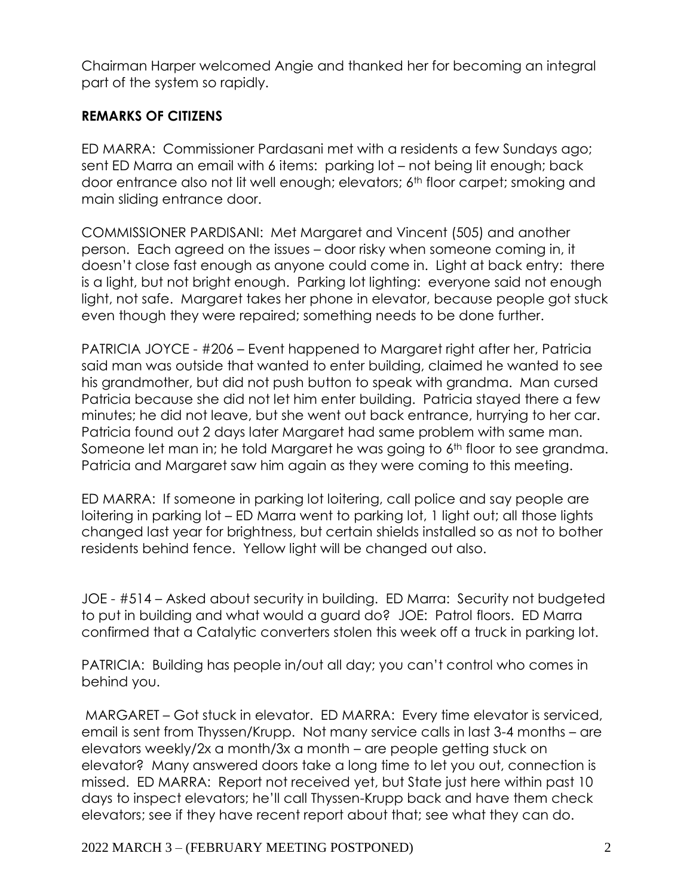Chairman Harper welcomed Angie and thanked her for becoming an integral part of the system so rapidly.

**REMARKS OF CITIZENS**

ED MARRA: Commissioner Pardasani met with a residents a few Sundays ago; sent ED Marra an email with 6 items: parking lot – not being lit enough; back door entrance also not lit well enough; elevators; 6th floor carpet; smoking and main sliding entrance door.

COMMISSIONER PARDISANI: Met Margaret and Vincent (505) and another person. Each agreed on the issues – door risky when someone coming in, it doesn't close fast enough as anyone could come in. Light at back entry: there is a light, but not bright enough. Parking lot lighting: everyone said not enough light, not safe. Margaret takes her phone in elevator, because people got stuck even though they were repaired; something needs to be done further.

PATRICIA JOYCE - #206 – Event happened to Margaret right after her, Patricia said man was outside that wanted to enter building, claimed he wanted to see his grandmother, but did not push button to speak with grandma. Man cursed Patricia because she did not let him enter building. Patricia stayed there a few minutes; he did not leave, but she went out back entrance, hurrying to her car. Patricia found out 2 days later Margaret had same problem with same man. Someone let man in; he told Margaret he was going to 6th floor to see grandma. Patricia and Margaret saw him again as they were coming to this meeting.

ED MARRA: If someone in parking lot loitering, call police and say people are loitering in parking lot – ED Marra went to parking lot, 1 light out; all those lights changed last year for brightness, but certain shields installed so as not to bother residents behind fence. Yellow light will be changed out also.

JOE - #514 – Asked about security in building. ED Marra: Security not budgeted to put in building and what would a guard do? JOE: Patrol floors. ED Marra confirmed that a Catalytic converters stolen this week off a truck in parking lot.

PATRICIA: Building has people in/out all day; you can't control who comes in behind you.

MARGARET – Got stuck in elevator. ED MARRA: Every time elevator is serviced, email is sent from Thyssen/Krupp. Not many service calls in last 3-4 months – are elevators weekly/2x a month/3x a month – are people getting stuck on elevator? Many answered doors take a long time to let you out, connection is missed. ED MARRA: Report not received yet, but State just here within past 10 days to inspect elevators; he'll call Thyssen-Krupp back and have them check elevators; see if they have recent report about that; see what they can do.

2022 MARCH 3 – (FEBRUARY MEETING POSTPONED)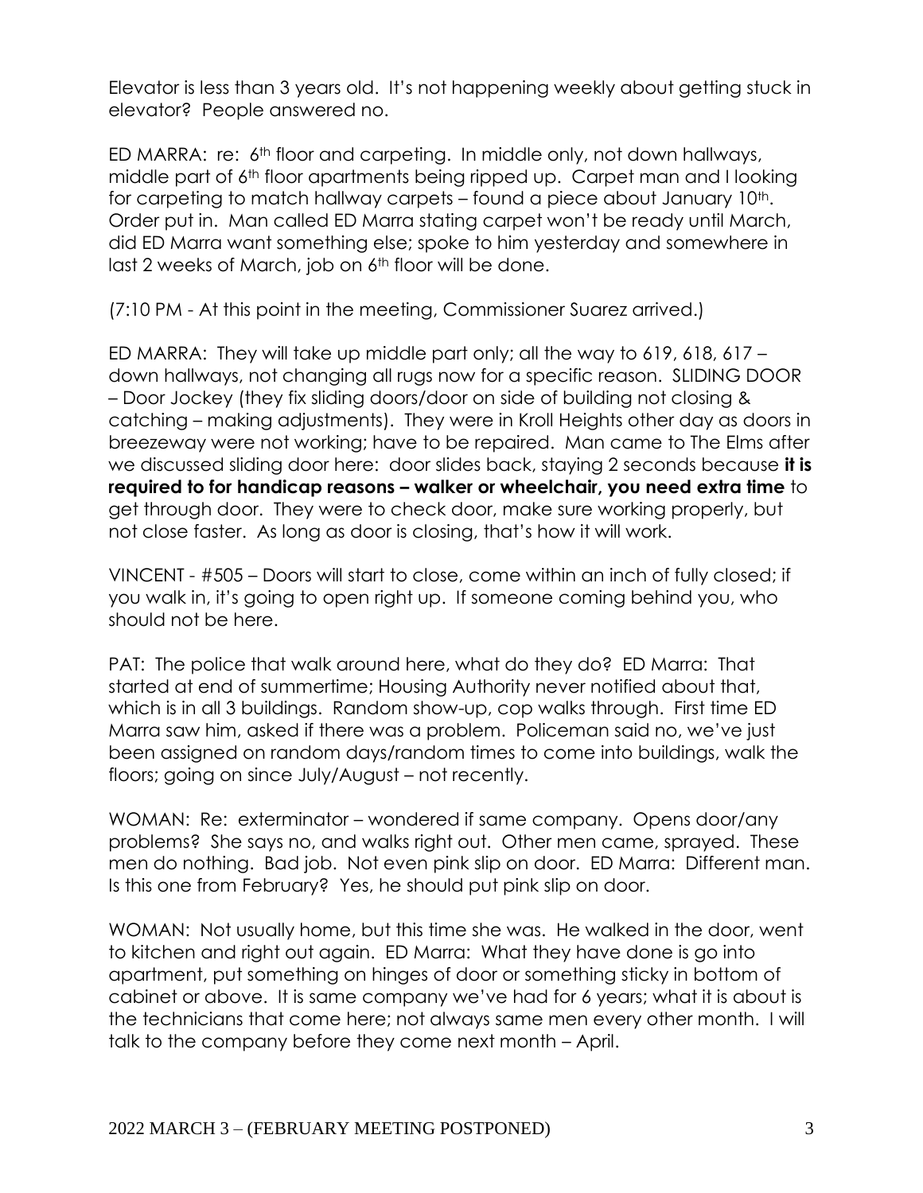Elevator is less than 3 years old. It's not happening weekly about getting stuck in elevator? People answered no.

ED MARRA: re: 6th floor and carpeting. In middle only, not down hallways, middle part of 6th floor apartments being ripped up. Carpet man and I looking for carpeting to match hallway carpets – found a piece about January 10th. Order put in. Man called ED Marra stating carpet won't be ready until March, did ED Marra want something else; spoke to him yesterday and somewhere in last 2 weeks of March, job on 6th floor will be done.

(7:10 PM - At this point in the meeting, Commissioner Suarez arrived.)

ED MARRA: They will take up middle part only; all the way to 619, 618, 617 – down hallways, not changing all rugs now for a specific reason. SLIDING DOOR – Door Jockey (they fix sliding doors/door on side of building not closing & catching – making adjustments). They were in Kroll Heights other day as doors in breezeway were not working; have to be repaired. Man came to The Elms after we discussed sliding door here: door slides back, staying 2 seconds because **it is required to for handicap reasons – walker or wheelchair, you need extra time** to get through door. They were to check door, make sure working properly, but not close faster. As long as door is closing, that's how it will work.

VINCENT - #505 – Doors will start to close, come within an inch of fully closed; if you walk in, it's going to open right up. If someone coming behind you, who should not be here.

PAT: The police that walk around here, what do they do? ED Marra: That started at end of summertime; Housing Authority never notified about that, which is in all 3 buildings. Random show-up, cop walks through. First time ED Marra saw him, asked if there was a problem. Policeman said no, we've just been assigned on random days/random times to come into buildings, walk the floors; going on since July/August – not recently.

WOMAN: Re: exterminator – wondered if same company. Opens door/any problems? She says no, and walks right out. Other men came, sprayed. These men do nothing. Bad job. Not even pink slip on door. ED Marra: Different man. Is this one from February? Yes, he should put pink slip on door.

WOMAN: Not usually home, but this time she was. He walked in the door, went to kitchen and right out again. ED Marra: What they have done is go into apartment, put something on hinges of door or something sticky in bottom of cabinet or above. It is same company we've had for 6 years; what it is about is the technicians that come here; not always same men every other month. I will talk to the company before they come next month – April.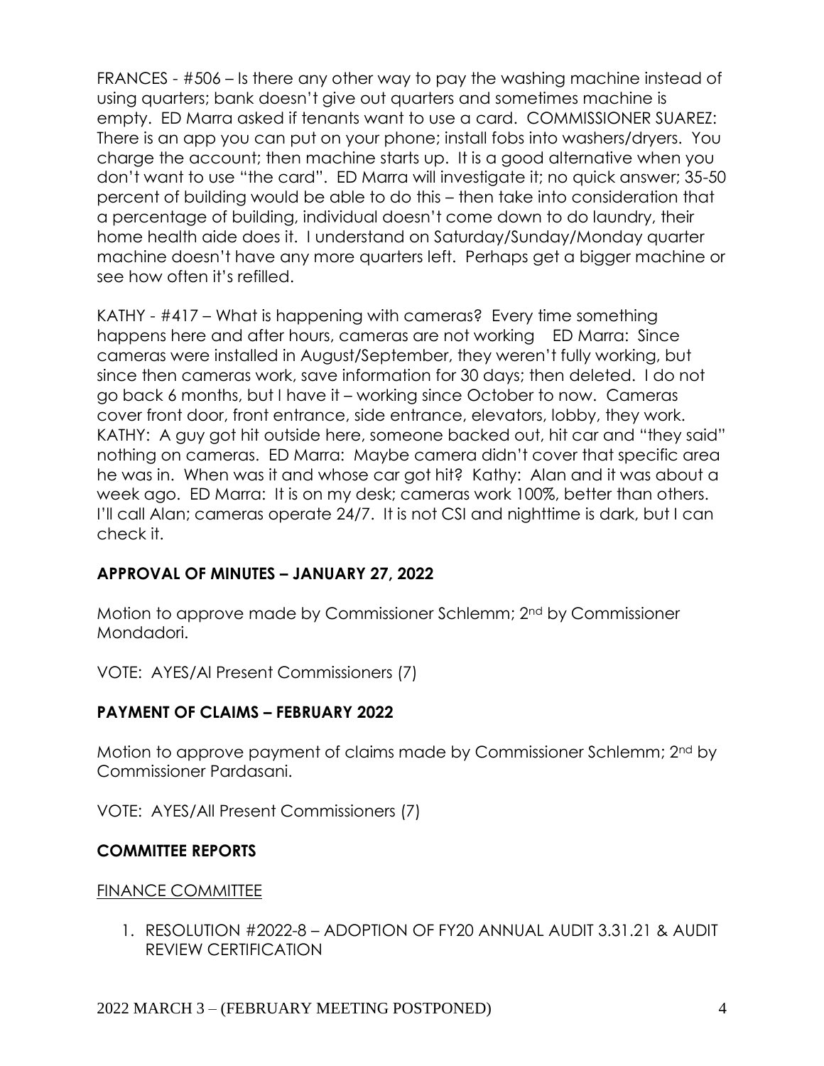FRANCES - #506 – Is there any other way to pay the washing machine instead of using quarters; bank doesn't give out quarters and sometimes machine is empty. ED Marra asked if tenants want to use a card. COMMISSIONER SUAREZ: There is an app you can put on your phone; install fobs into washers/dryers. You charge the account; then machine starts up. It is a good alternative when you don't want to use "the card". ED Marra will investigate it; no quick answer; 35-50 percent of building would be able to do this – then take into consideration that a percentage of building, individual doesn't come down to do laundry, their home health aide does it. I understand on Saturday/Sunday/Monday quarter machine doesn't have any more quarters left. Perhaps get a bigger machine or see how often it's refilled.

KATHY - #417 – What is happening with cameras? Every time something happens here and after hours, cameras are not working ED Marra: Since cameras were installed in August/September, they weren't fully working, but since then cameras work, save information for 30 days; then deleted. I do not go back 6 months, but I have it – working since October to now. Cameras cover front door, front entrance, side entrance, elevators, lobby, they work. KATHY: A guy got hit outside here, someone backed out, hit car and "they said" nothing on cameras. ED Marra: Maybe camera didn't cover that specific area he was in. When was it and whose car got hit? Kathy: Alan and it was about a week ago. ED Marra: It is on my desk; cameras work 100%, better than others. I'll call Alan; cameras operate 24/7. It is not CSI and nighttime is dark, but I can check it.

## APPROVAL OF MINUTES – JANUARY 27, 2022

Motion to approve made by Commissioner Schlemm; 2nd by Commissioner Mondadori.

VOTE: AYES/Al Present Commissioners (7)

## PAYMENT OF CLAIMS – FEBRUARY 2022

Motion to approve payment of claims made by Commissioner Schlemm; 2nd by Commissioner Pardasani.

VOTE: AYES/All Present Commissioners (7)

## COMMITTEE REPORTS

FINANCE COMMITTEE

1. RESOLUTION #2022-8 – ADOPTION OF FY20 ANNUAL AUDIT 3.31.21 & AUDIT REVIEW CERTIFICATION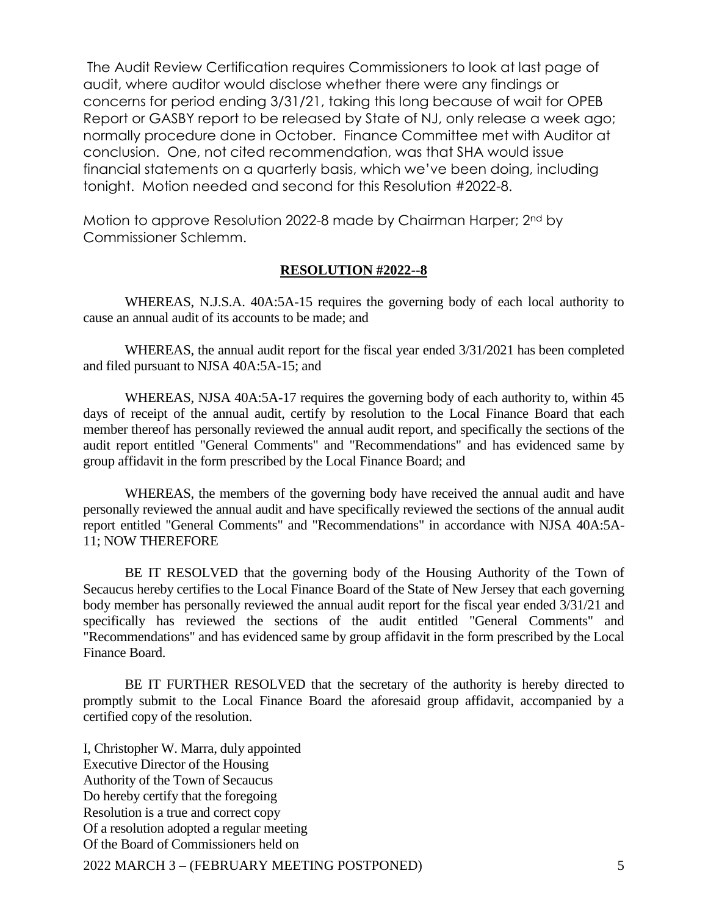The Audit Review Certification requires Commissioners to look at last page of audit, where auditor would disclose whether there were any findings or concerns for period ending 3/31/21, taking this long because of wait for OPEB Report or GASBY report to be released by State of NJ, only release a week ago; normally procedure done in October. Finance Committee met with Auditor at conclusion. One, not cited recommendation, was that SHA would issue financial statements on a quarterly basis, which we've been doing, including tonight. Motion needed and second for this Resolution #2022-8.

Motion to approve Resolution 2022-8 made by Chairman Harper; 2nd by Commissioner Schlemm.

**RESOLUTION #2022--8**

WHEREAS, N.J.S.A. 40A:5A-15 requires the governing body of each local authority to cause an annual audit of its accounts to be made; and

WHEREAS, the annual audit report for the fiscal year ended 3/31/2021 has been completed and filed pursuant to NJSA 40A:5A-15; and

WHEREAS, NJSA 40A:5A-17 requires the governing body of each authority to, within 45 days of receipt of the annual audit, certify by resolution to the Local Finance Board that each member thereof has personally reviewed the annual audit report, and specifically the sections of the audit report entitled "General Comments" and "Recommendations" and has evidenced same by group affidavit in the form prescribed by the Local Finance Board; and

WHEREAS, the members of the governing body have received the annual audit and have personally reviewed the annual audit and have specifically reviewed the sections of the annual audit report entitled "General Comments" and "Recommendations" in accordance with NJSA 40A:5A-11; NOW THEREFORE

BE IT RESOLVED that the governing body of the Housing Authority of the Town of Secaucus hereby certifies to the Local Finance Board of the State of New Jersey that each governing body member has personally reviewed the annual audit report for the fiscal year ended 3/31/21 and specifically has reviewed the sections of the audit entitled "General Comments" and "Recommendations" and has evidenced same by group affidavit in the form prescribed by the Local Finance Board.

BE IT FURTHER RESOLVED that the secretary of the authority is hereby directed to promptly submit to the Local Finance Board the aforesaid group affidavit, accompanied by a certified copy of the resolution.

I, Christopher W. Marra, duly appointed
Executive Director of the Housing
Authority of the Town of Secaucus
Do hereby certify that the foregoing
Resolution is a true and correct copy
Of a resolution adopted a regular meeting
Of the Board of Commissioners held on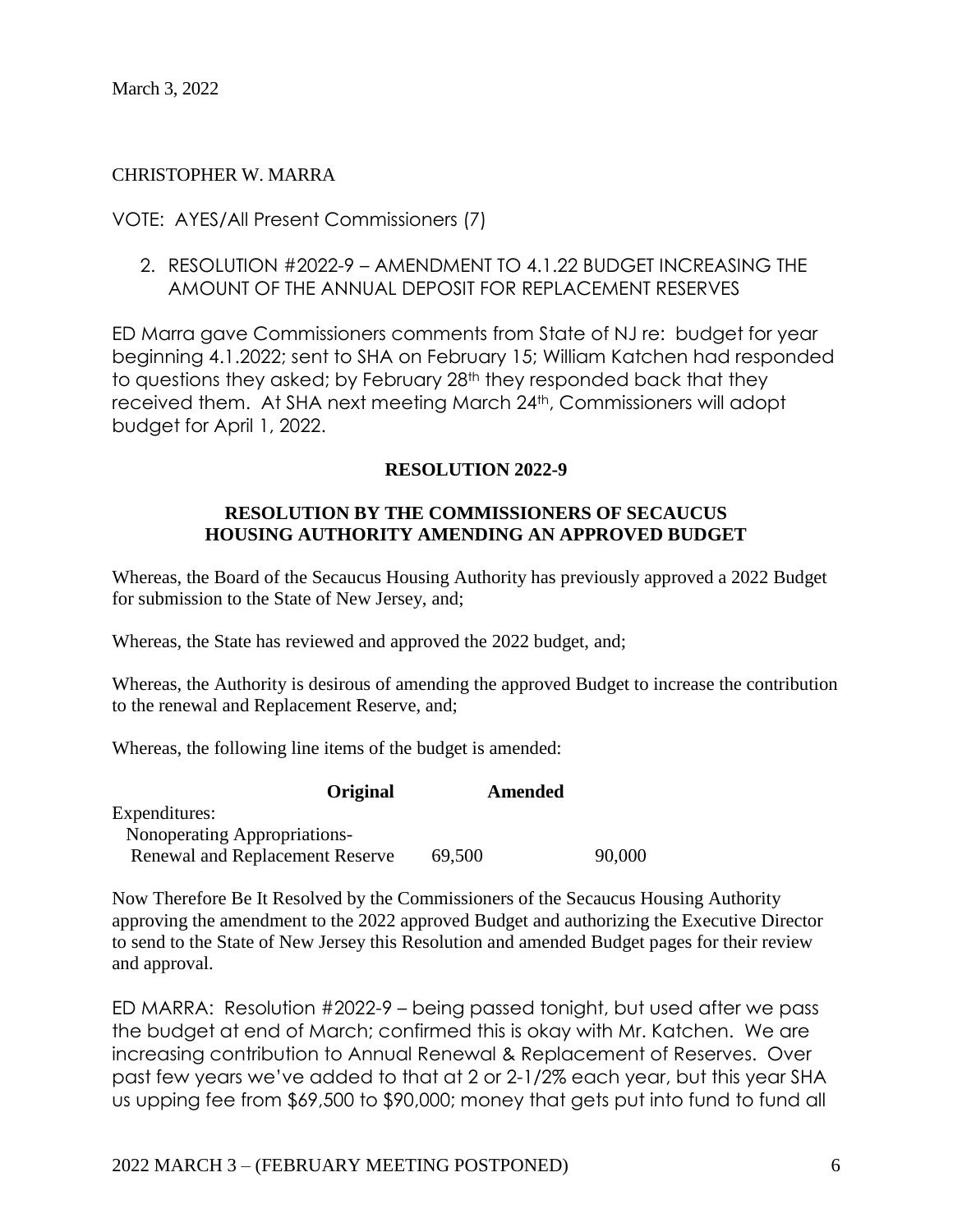March 3, 2022

CHRISTOPHER W. MARRA

VOTE: AYES/All Present Commissioners (7)

2. RESOLUTION #2022-9 – AMENDMENT TO 4.1.22 BUDGET INCREASING THE AMOUNT OF THE ANNUAL DEPOSIT FOR REPLACEMENT RESERVES

ED Marra gave Commissioners comments from State of NJ re: budget for year beginning 4.1.2022; sent to SHA on February 15; William Katchen had responded to questions they asked; by February 28th they responded back that they received them. At SHA next meeting March 24th, Commissioners will adopt budget for April 1, 2022.

**RESOLUTION 2022-9**

**RESOLUTION BY THE COMMISSIONERS OF SECAUCUS HOUSING AUTHORITY AMENDING AN APPROVED BUDGET**

Whereas, the Board of the Secaucus Housing Authority has previously approved a 2022 Budget for submission to the State of New Jersey, and;

Whereas, the State has reviewed and approved the 2022 budget, and;

Whereas, the Authority is desirous of amending the approved Budget to increase the contribution to the renewal and Replacement Reserve, and;

Whereas, the following line items of the budget is amended:

| | **Original** | **Amended** |
|---|---|---|
| Expenditures: | | |
| Nonoperating Appropriations- | | |
| Renewal and Replacement Reserve | 69,500 | 90,000 |

Now Therefore Be It Resolved by the Commissioners of the Secaucus Housing Authority approving the amendment to the 2022 approved Budget and authorizing the Executive Director to send to the State of New Jersey this Resolution and amended Budget pages for their review and approval.

ED MARRA: Resolution #2022-9 – being passed tonight, but used after we pass the budget at end of March; confirmed this is okay with Mr. Katchen. We are increasing contribution to Annual Renewal & Replacement of Reserves. Over past few years we've added to that at 2 or 2-1/2% each year, but this year SHA us upping fee from $69,500 to $90,000; money that gets put into fund to fund all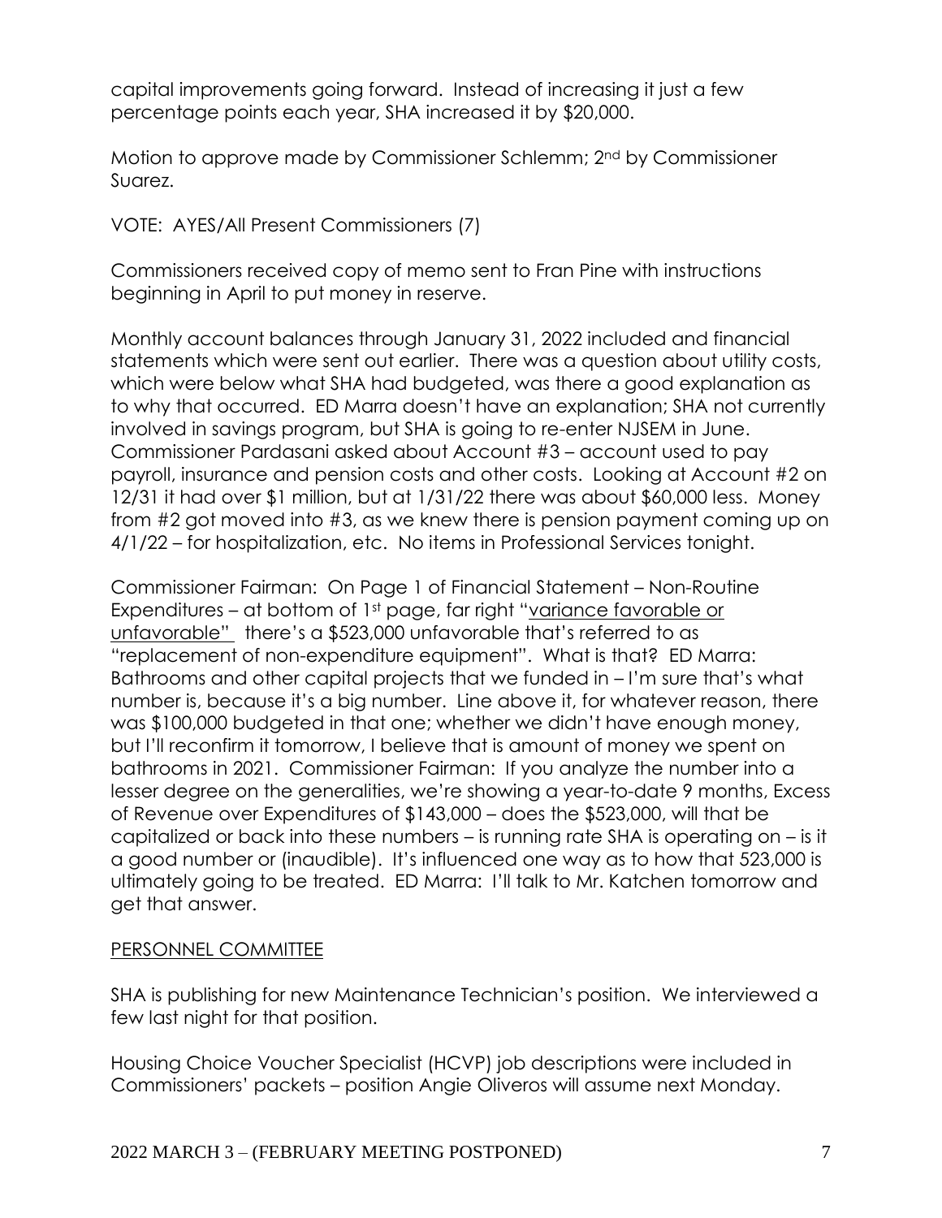capital improvements going forward. Instead of increasing it just a few percentage points each year, SHA increased it by $20,000.

Motion to approve made by Commissioner Schlemm; 2nd by Commissioner Suarez.

VOTE: AYES/All Present Commissioners (7)

Commissioners received copy of memo sent to Fran Pine with instructions beginning in April to put money in reserve.

Monthly account balances through January 31, 2022 included and financial statements which were sent out earlier. There was a question about utility costs, which were below what SHA had budgeted, was there a good explanation as to why that occurred. ED Marra doesn't have an explanation; SHA not currently involved in savings program, but SHA is going to re-enter NJSEM in June. Commissioner Pardasani asked about Account #3 – account used to pay payroll, insurance and pension costs and other costs. Looking at Account #2 on 12/31 it had over $1 million, but at 1/31/22 there was about $60,000 less. Money from #2 got moved into #3, as we knew there is pension payment coming up on 4/1/22 – for hospitalization, etc. No items in Professional Services tonight.

Commissioner Fairman: On Page 1 of Financial Statement – Non-Routine Expenditures – at bottom of 1st page, far right "<u>variance favorable or unfavorable</u>" there's a $523,000 unfavorable that's referred to as "replacement of non-expenditure equipment". What is that? ED Marra: Bathrooms and other capital projects that we funded in – I'm sure that's what number is, because it's a big number. Line above it, for whatever reason, there was $100,000 budgeted in that one; whether we didn't have enough money, but I'll reconfirm it tomorrow, I believe that is amount of money we spent on bathrooms in 2021. Commissioner Fairman: If you analyze the number into a lesser degree on the generalities, we're showing a year-to-date 9 months, Excess of Revenue over Expenditures of $143,000 – does the $523,000, will that be capitalized or back into these numbers – is running rate SHA is operating on – is it a good number or (inaudible). It's influenced one way as to how that 523,000 is ultimately going to be treated. ED Marra: I'll talk to Mr. Katchen tomorrow and get that answer.

<u>PERSONNEL COMMITTEE</u>

SHA is publishing for new Maintenance Technician's position. We interviewed a few last night for that position.

Housing Choice Voucher Specialist (HCVP) job descriptions were included in Commissioners' packets – position Angie Oliveros will assume next Monday.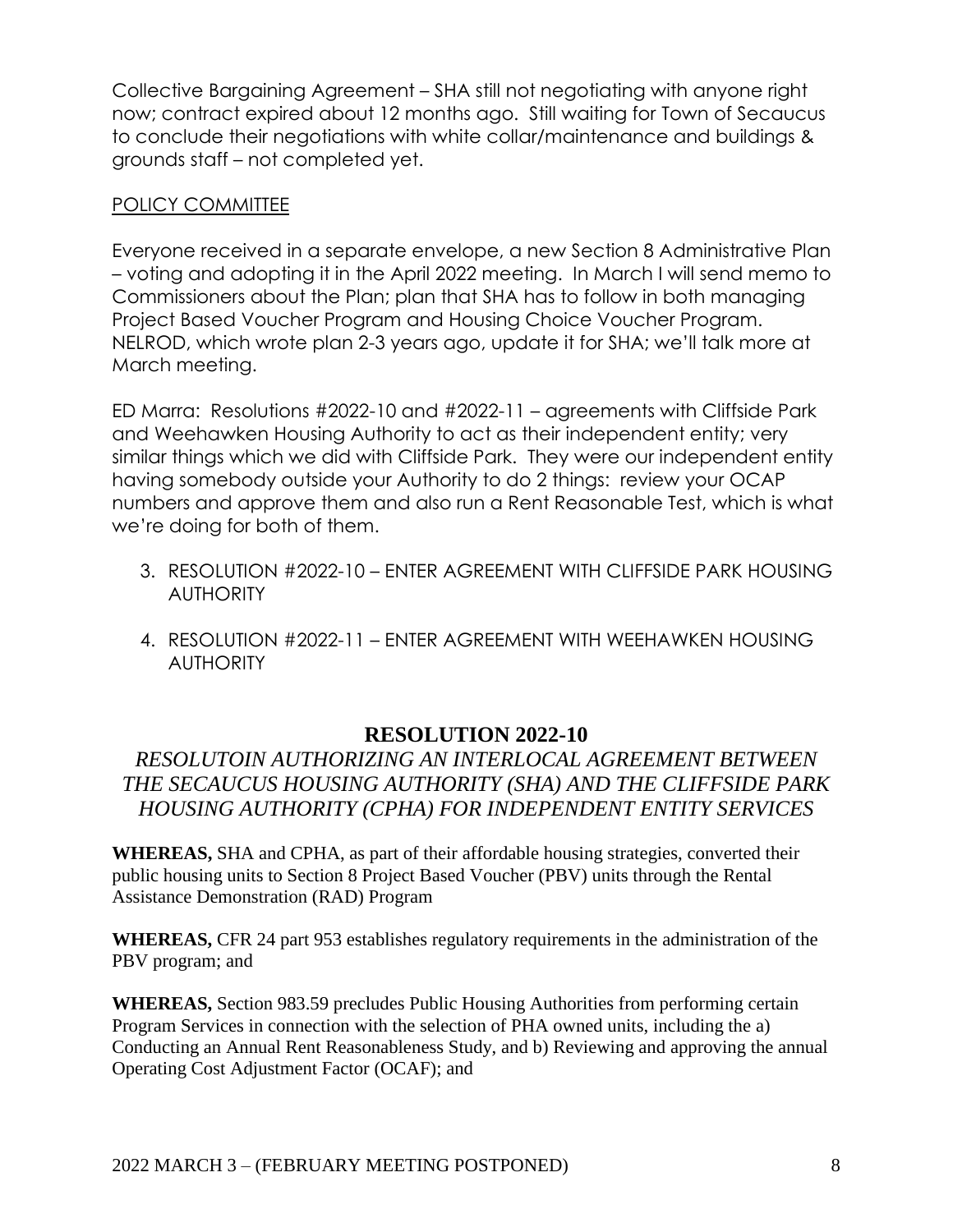Collective Bargaining Agreement – SHA still not negotiating with anyone right now; contract expired about 12 months ago. Still waiting for Town of Secaucus to conclude their negotiations with white collar/maintenance and buildings & grounds staff – not completed yet.

POLICY COMMITTEE

Everyone received in a separate envelope, a new Section 8 Administrative Plan – voting and adopting it in the April 2022 meeting. In March I will send memo to Commissioners about the Plan; plan that SHA has to follow in both managing Project Based Voucher Program and Housing Choice Voucher Program. NELROD, which wrote plan 2-3 years ago, update it for SHA; we'll talk more at March meeting.

ED Marra: Resolutions #2022-10 and #2022-11 – agreements with Cliffside Park and Weehawken Housing Authority to act as their independent entity; very similar things which we did with Cliffside Park. They were our independent entity having somebody outside your Authority to do 2 things: review your OCAP numbers and approve them and also run a Rent Reasonable Test, which is what we're doing for both of them.

3. RESOLUTION #2022-10 – ENTER AGREEMENT WITH CLIFFSIDE PARK HOUSING AUTHORITY

4. RESOLUTION #2022-11 – ENTER AGREEMENT WITH WEEHAWKEN HOUSING AUTHORITY

## RESOLUTION 2022-10

*RESOLUTOIN AUTHORIZING AN INTERLOCAL AGREEMENT BETWEEN THE SECAUCUS HOUSING AUTHORITY (SHA) AND THE CLIFFSIDE PARK HOUSING AUTHORITY (CPHA) FOR INDEPENDENT ENTITY SERVICES*

**WHEREAS,** SHA and CPHA, as part of their affordable housing strategies, converted their public housing units to Section 8 Project Based Voucher (PBV) units through the Rental Assistance Demonstration (RAD) Program

**WHEREAS,** CFR 24 part 953 establishes regulatory requirements in the administration of the PBV program; and

**WHEREAS,** Section 983.59 precludes Public Housing Authorities from performing certain Program Services in connection with the selection of PHA owned units, including the a) Conducting an Annual Rent Reasonableness Study, and b) Reviewing and approving the annual Operating Cost Adjustment Factor (OCAF); and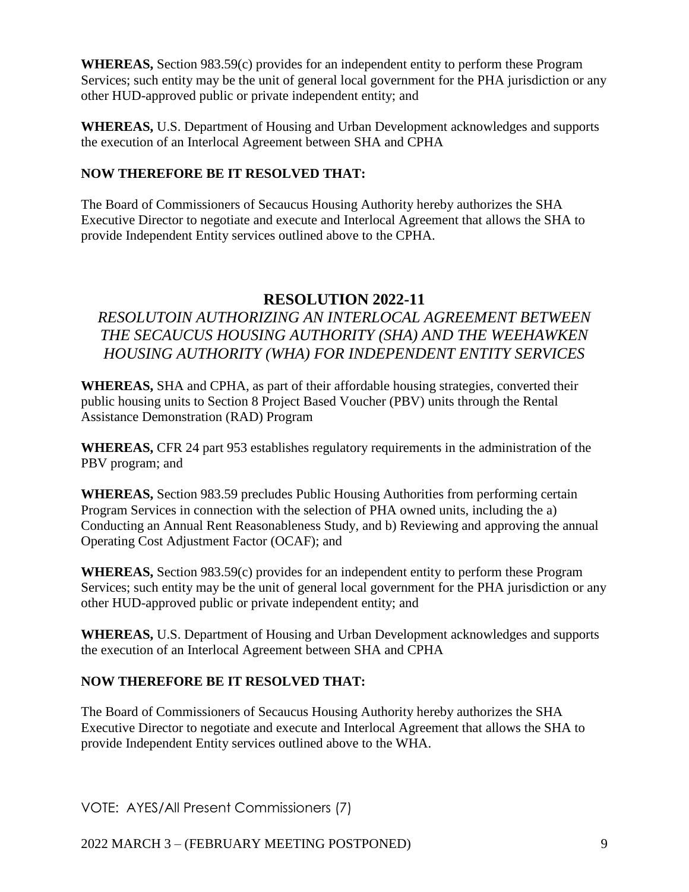**WHEREAS,** Section 983.59(c) provides for an independent entity to perform these Program Services; such entity may be the unit of general local government for the PHA jurisdiction or any other HUD-approved public or private independent entity; and

**WHEREAS,** U.S. Department of Housing and Urban Development acknowledges and supports the execution of an Interlocal Agreement between SHA and CPHA

**NOW THEREFORE BE IT RESOLVED THAT:**

The Board of Commissioners of Secaucus Housing Authority hereby authorizes the SHA Executive Director to negotiate and execute and Interlocal Agreement that allows the SHA to provide Independent Entity services outlined above to the CPHA.

## RESOLUTION 2022-11

*RESOLUTOIN AUTHORIZING AN INTERLOCAL AGREEMENT BETWEEN THE SECAUCUS HOUSING AUTHORITY (SHA) AND THE WEEHAWKEN HOUSING AUTHORITY (WHA) FOR INDEPENDENT ENTITY SERVICES*

**WHEREAS,** SHA and CPHA, as part of their affordable housing strategies, converted their public housing units to Section 8 Project Based Voucher (PBV) units through the Rental Assistance Demonstration (RAD) Program

**WHEREAS,** CFR 24 part 953 establishes regulatory requirements in the administration of the PBV program; and

**WHEREAS,** Section 983.59 precludes Public Housing Authorities from performing certain Program Services in connection with the selection of PHA owned units, including the a) Conducting an Annual Rent Reasonableness Study, and b) Reviewing and approving the annual Operating Cost Adjustment Factor (OCAF); and

**WHEREAS,** Section 983.59(c) provides for an independent entity to perform these Program Services; such entity may be the unit of general local government for the PHA jurisdiction or any other HUD-approved public or private independent entity; and

**WHEREAS,** U.S. Department of Housing and Urban Development acknowledges and supports the execution of an Interlocal Agreement between SHA and CPHA

**NOW THEREFORE BE IT RESOLVED THAT:**

The Board of Commissioners of Secaucus Housing Authority hereby authorizes the SHA Executive Director to negotiate and execute and Interlocal Agreement that allows the SHA to provide Independent Entity services outlined above to the WHA.

VOTE: AYES/All Present Commissioners (7)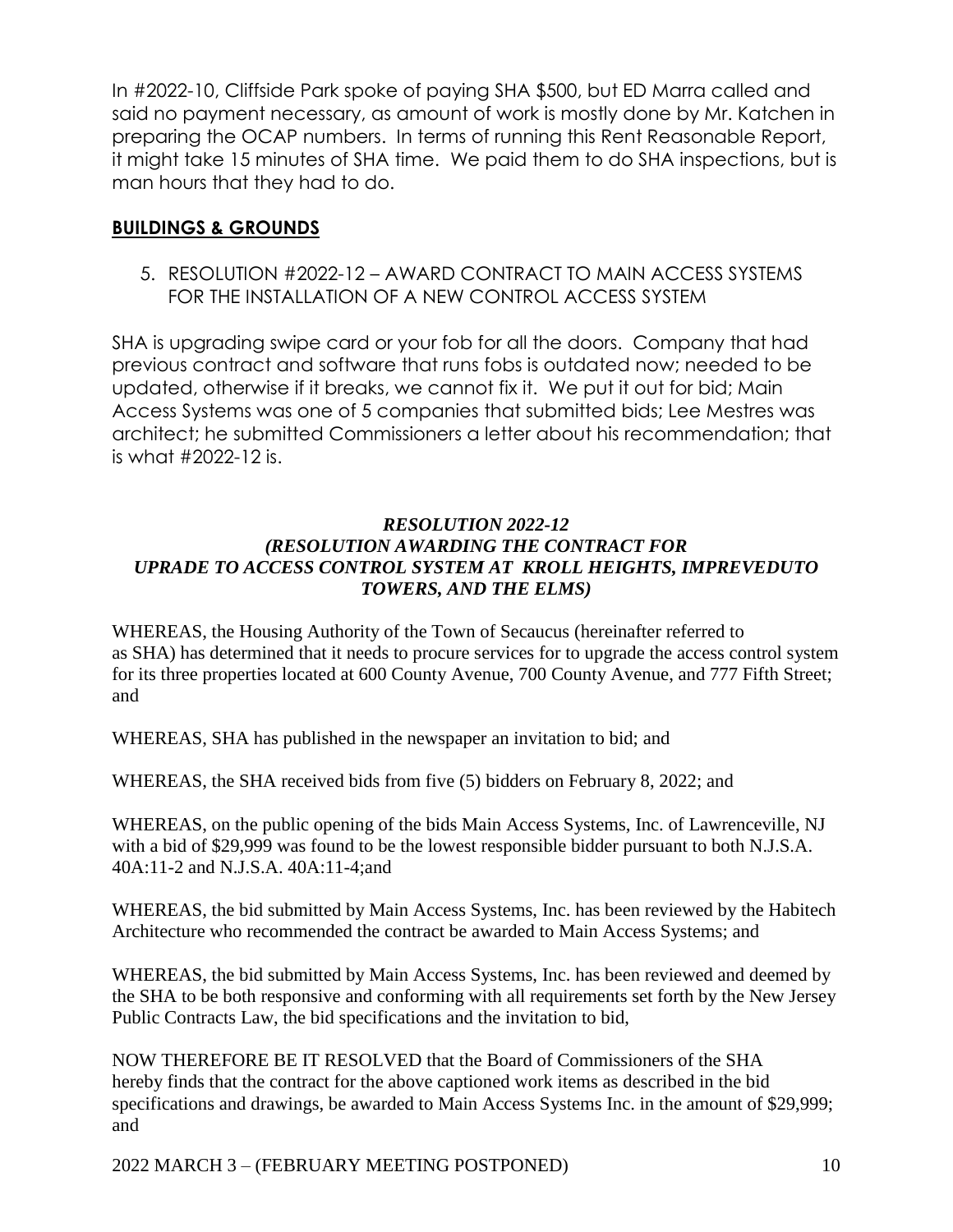In #2022-10, Cliffside Park spoke of paying SHA $500, but ED Marra called and said no payment necessary, as amount of work is mostly done by Mr. Katchen in preparing the OCAP numbers. In terms of running this Rent Reasonable Report, it might take 15 minutes of SHA time. We paid them to do SHA inspections, but is man hours that they had to do.

## BUILDINGS & GROUNDS

5. RESOLUTION #2022-12 – AWARD CONTRACT TO MAIN ACCESS SYSTEMS FOR THE INSTALLATION OF A NEW CONTROL ACCESS SYSTEM

SHA is upgrading swipe card or your fob for all the doors. Company that had previous contract and software that runs fobs is outdated now; needed to be updated, otherwise if it breaks, we cannot fix it. We put it out for bid; Main Access Systems was one of 5 companies that submitted bids; Lee Mestres was architect; he submitted Commissioners a letter about his recommendation; that is what #2022-12 is.

***RESOLUTION 2022-12***
***(RESOLUTION AWARDING THE CONTRACT FOR UPRADE TO ACCESS CONTROL SYSTEM AT KROLL HEIGHTS, IMPREVEDUTO TOWERS, AND THE ELMS)***

WHEREAS, the Housing Authority of the Town of Secaucus (hereinafter referred to as SHA) has determined that it needs to procure services for to upgrade the access control system for its three properties located at 600 County Avenue, 700 County Avenue, and 777 Fifth Street; and

WHEREAS, SHA has published in the newspaper an invitation to bid; and

WHEREAS, the SHA received bids from five (5) bidders on February 8, 2022; and

WHEREAS, on the public opening of the bids Main Access Systems, Inc. of Lawrenceville, NJ with a bid of $29,999 was found to be the lowest responsible bidder pursuant to both N.J.S.A. 40A:11-2 and N.J.S.A. 40A:11-4;and

WHEREAS, the bid submitted by Main Access Systems, Inc. has been reviewed by the Habitech Architecture who recommended the contract be awarded to Main Access Systems; and

WHEREAS, the bid submitted by Main Access Systems, Inc. has been reviewed and deemed by the SHA to be both responsive and conforming with all requirements set forth by the New Jersey Public Contracts Law, the bid specifications and the invitation to bid,

NOW THEREFORE BE IT RESOLVED that the Board of Commissioners of the SHA hereby finds that the contract for the above captioned work items as described in the bid specifications and drawings, be awarded to Main Access Systems Inc. in the amount of $29,999; and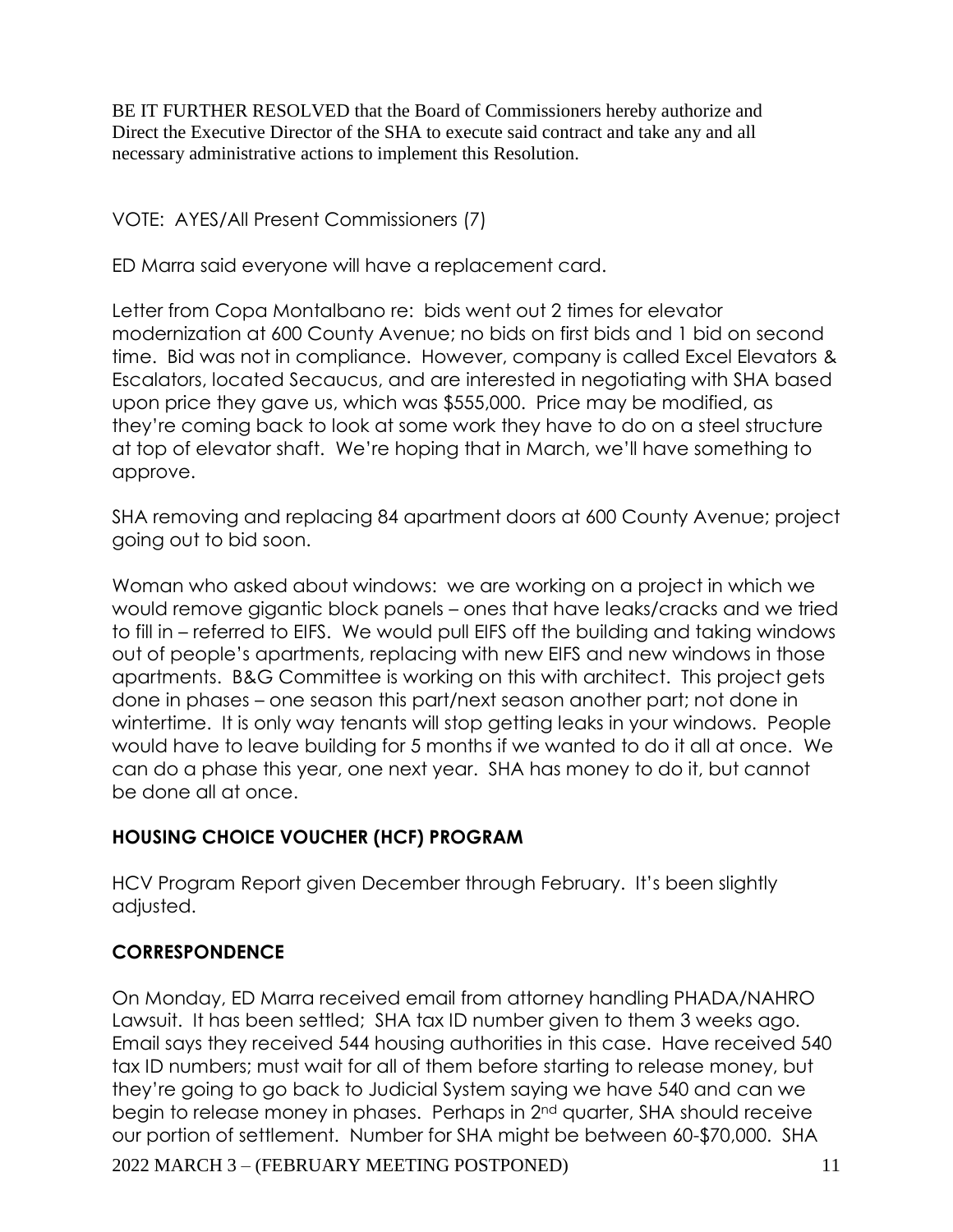BE IT FURTHER RESOLVED that the Board of Commissioners hereby authorize and Direct the Executive Director of the SHA to execute said contract and take any and all necessary administrative actions to implement this Resolution.

VOTE: AYES/All Present Commissioners (7)

ED Marra said everyone will have a replacement card.

Letter from Copa Montalbano re: bids went out 2 times for elevator modernization at 600 County Avenue; no bids on first bids and 1 bid on second time. Bid was not in compliance. However, company is called Excel Elevators & Escalators, located Secaucus, and are interested in negotiating with SHA based upon price they gave us, which was $555,000. Price may be modified, as they're coming back to look at some work they have to do on a steel structure at top of elevator shaft. We're hoping that in March, we'll have something to approve.

SHA removing and replacing 84 apartment doors at 600 County Avenue; project going out to bid soon.

Woman who asked about windows: we are working on a project in which we would remove gigantic block panels – ones that have leaks/cracks and we tried to fill in – referred to EIFS. We would pull EIFS off the building and taking windows out of people's apartments, replacing with new EIFS and new windows in those apartments. B&G Committee is working on this with architect. This project gets done in phases – one season this part/next season another part; not done in wintertime. It is only way tenants will stop getting leaks in your windows. People would have to leave building for 5 months if we wanted to do it all at once. We can do a phase this year, one next year. SHA has money to do it, but cannot be done all at once.

## HOUSING CHOICE VOUCHER (HCF) PROGRAM

HCV Program Report given December through February. It's been slightly adjusted.

## CORRESPONDENCE

On Monday, ED Marra received email from attorney handling PHADA/NAHRO Lawsuit. It has been settled; SHA tax ID number given to them 3 weeks ago. Email says they received 544 housing authorities in this case. Have received 540 tax ID numbers; must wait for all of them before starting to release money, but they're going to go back to Judicial System saying we have 540 and can we begin to release money in phases. Perhaps in 2nd quarter, SHA should receive our portion of settlement. Number for SHA might be between 60-$70,000. SHA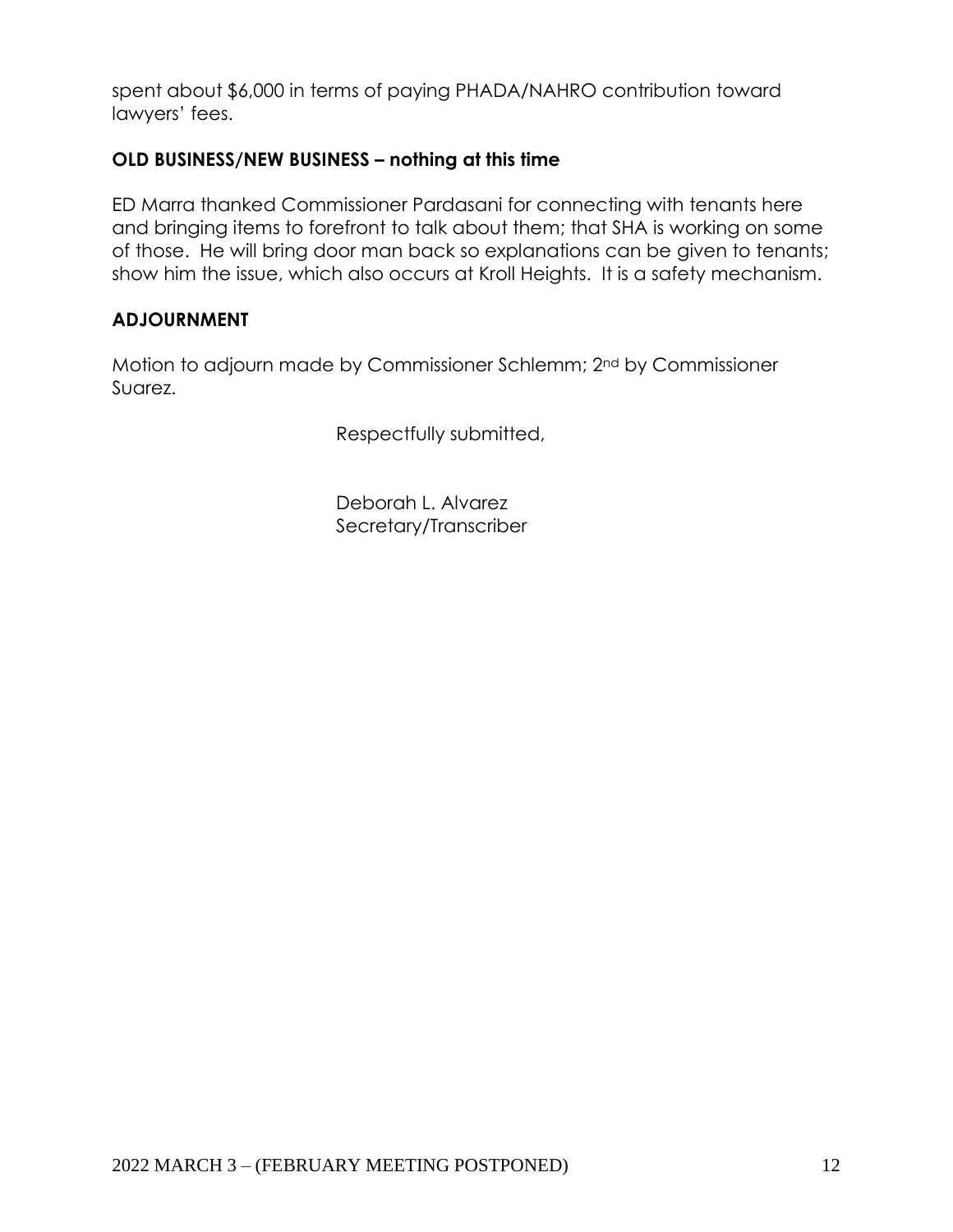spent about $6,000 in terms of paying PHADA/NAHRO contribution toward lawyers' fees.

**OLD BUSINESS/NEW BUSINESS – nothing at this time**

ED Marra thanked Commissioner Pardasani for connecting with tenants here and bringing items to forefront to talk about them; that SHA is working on some of those. He will bring door man back so explanations can be given to tenants; show him the issue, which also occurs at Kroll Heights. It is a safety mechanism.

**ADJOURNMENT**

Motion to adjourn made by Commissioner Schlemm; 2nd by Commissioner Suarez.

Respectfully submitted,

Deborah L. Alvarez
Secretary/Transcriber